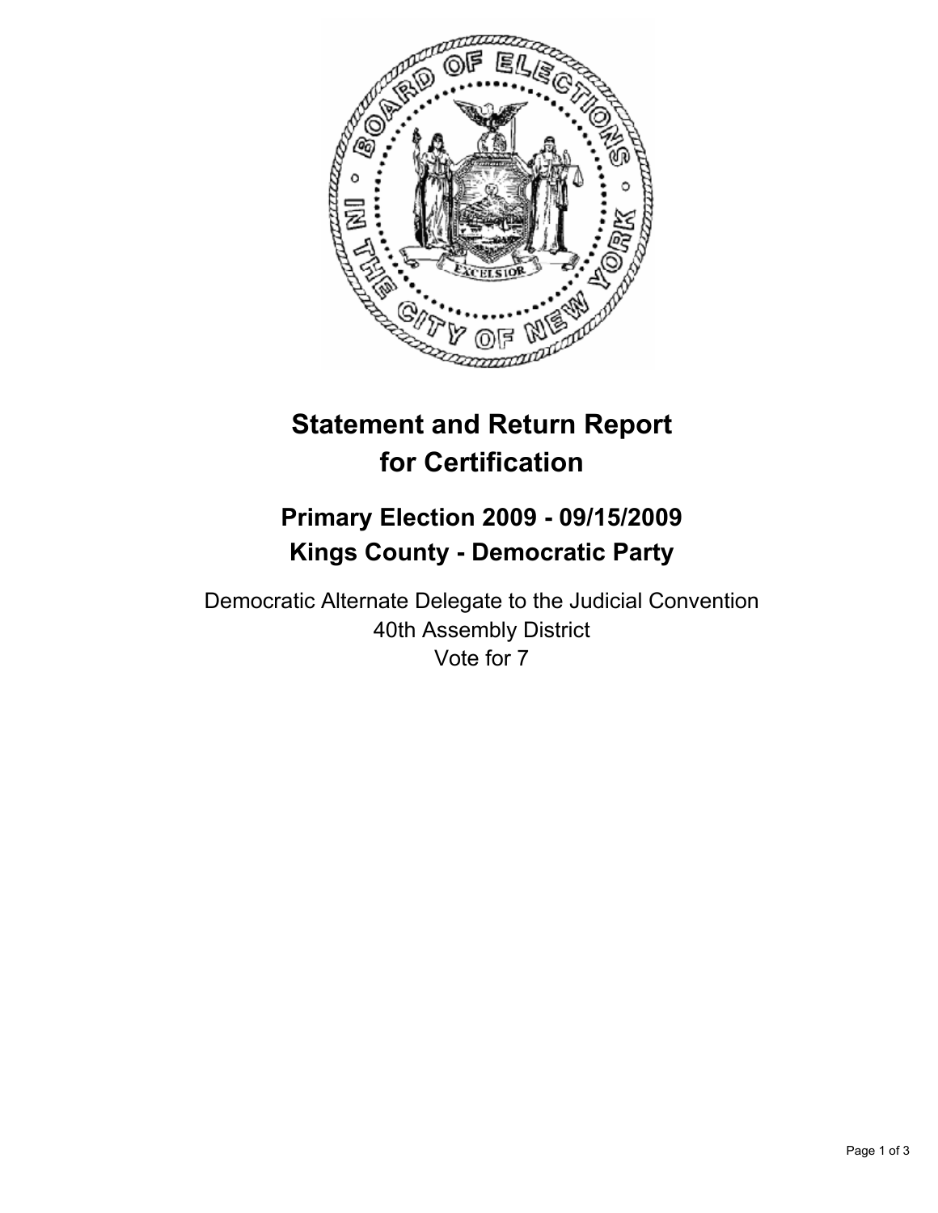# Statement and Return Report for Certification

## Primary Election 2009 - 09/15/2009
## Kings County - Democratic Party

Democratic Alternate Delegate to the Judicial Convention
40th Assembly District
Vote for 7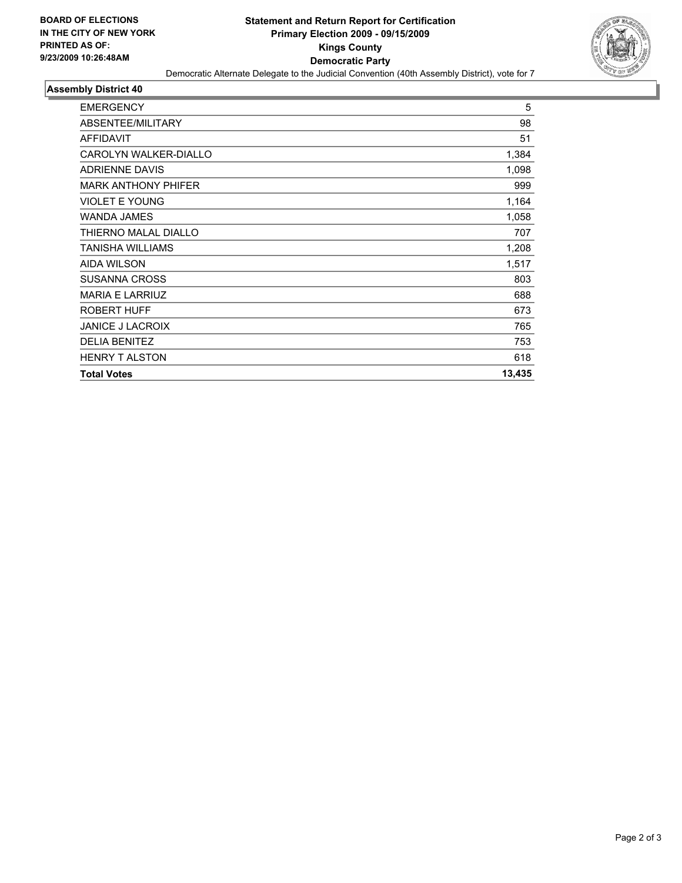**BOARD OF ELECTIONS IN THE CITY OF NEW YORK PRINTED AS OF: 9/23/2009 10:26:48AM**

# Statement and Return Report for Certification
## Primary Election 2009 - 09/15/2009
## Kings County
## Democratic Party

Democratic Alternate Delegate to the Judicial Convention (40th Assembly District), vote for 7

### Assembly District 40

| | |
|---|---|
| EMERGENCY | 5 |
| ABSENTEE/MILITARY | 98 |
| AFFIDAVIT | 51 |
| CAROLYN WALKER-DIALLO | 1,384 |
| ADRIENNE DAVIS | 1,098 |
| MARK ANTHONY PHIFER | 999 |
| VIOLET E YOUNG | 1,164 |
| WANDA JAMES | 1,058 |
| THIERNO MALAL DIALLO | 707 |
| TANISHA WILLIAMS | 1,208 |
| AIDA WILSON | 1,517 |
| SUSANNA CROSS | 803 |
| MARIA E LARRIUZ | 688 |
| ROBERT HUFF | 673 |
| JANICE J LACROIX | 765 |
| DELIA BENITEZ | 753 |
| HENRY T ALSTON | 618 |
| **Total Votes** | **13,435** |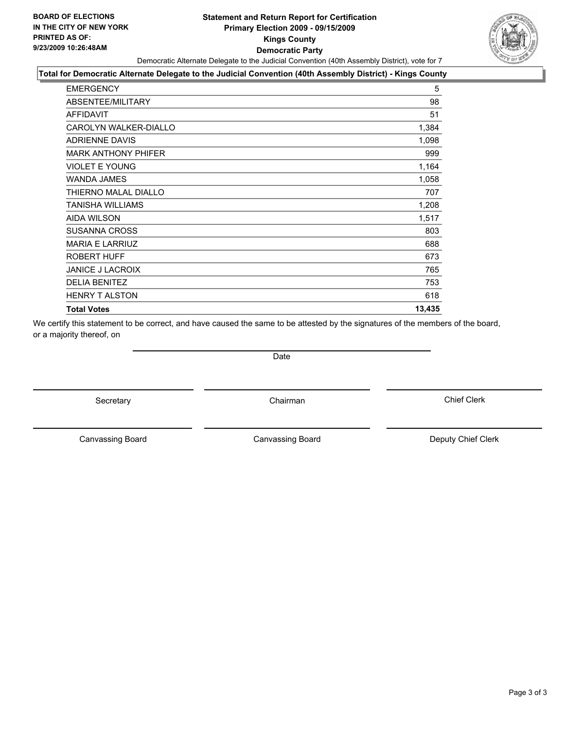**BOARD OF ELECTIONS IN THE CITY OF NEW YORK PRINTED AS OF: 9/23/2009 10:26:48AM**

# Statement and Return Report for Certification
## Primary Election 2009 - 09/15/2009
## Kings County
## Democratic Party

Democratic Alternate Delegate to the Judicial Convention (40th Assembly District), vote for 7

### Total for Democratic Alternate Delegate to the Judicial Convention (40th Assembly District) - Kings County

| | |
|---|---|
| EMERGENCY | 5 |
| ABSENTEE/MILITARY | 98 |
| AFFIDAVIT | 51 |
| CAROLYN WALKER-DIALLO | 1,384 |
| ADRIENNE DAVIS | 1,098 |
| MARK ANTHONY PHIFER | 999 |
| VIOLET E YOUNG | 1,164 |
| WANDA JAMES | 1,058 |
| THIERNO MALAL DIALLO | 707 |
| TANISHA WILLIAMS | 1,208 |
| AIDA WILSON | 1,517 |
| SUSANNA CROSS | 803 |
| MARIA E LARRIUZ | 688 |
| ROBERT HUFF | 673 |
| JANICE J LACROIX | 765 |
| DELIA BENITEZ | 753 |
| HENRY T ALSTON | 618 |
| **Total Votes** | **13,435** |

We certify this statement to be correct, and have caused the same to be attested by the signatures of the members of the board, or a majority thereof, on

Date

Secretary | Chairman | Chief Clerk

Canvassing Board | Canvassing Board | Deputy Chief Clerk